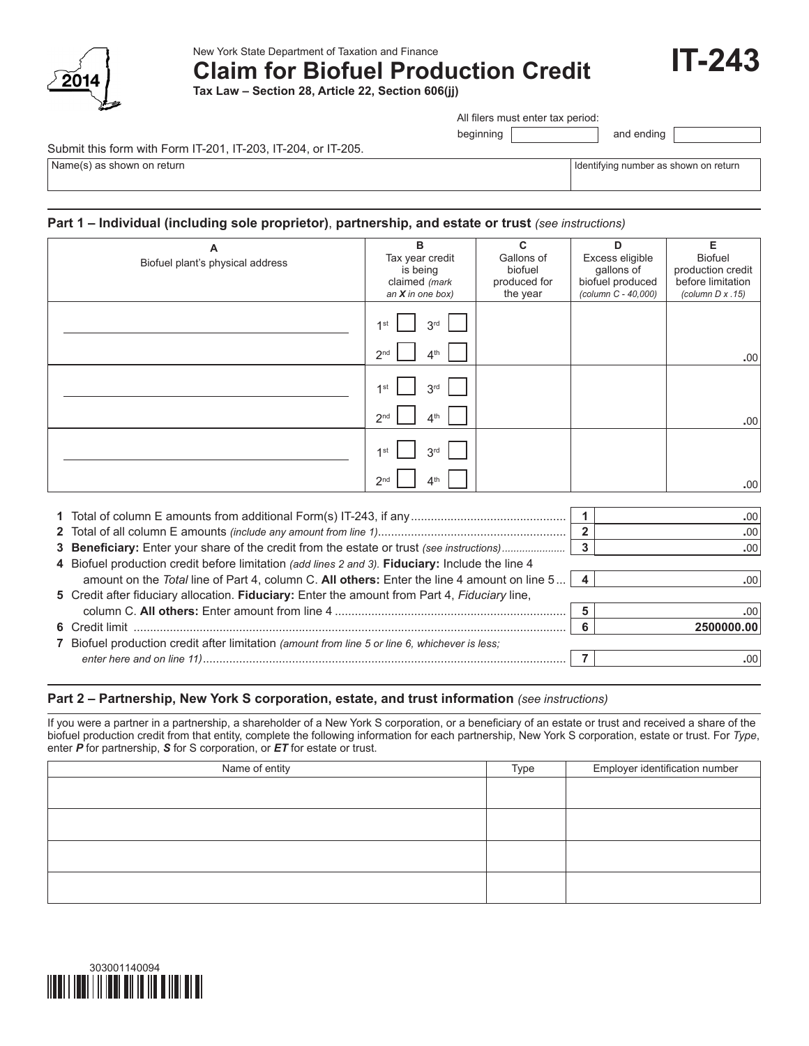New York State Department of Taxation and Finance

# Claim for Biofuel Production Credit

**IT-243**

2014

**Tax Law – Section 28, Article 22, Section 606(jj)**

All filers must enter tax period:

beginning [ ] and ending [ ]

Submit this form with Form IT-201, IT-203, IT-204, or IT-205.

| Name(s) as shown on return | Identifying number as shown on return |
|---|---|
| | |

## Part 1 – Individual (including sole proprietor), partnership, and estate or trust *(see instructions)*

| A<br>Biofuel plant's physical address | B<br>Tax year credit is being claimed *(mark an **X** in one box)* | C<br>Gallons of biofuel produced for the year | D<br>Excess eligible gallons of biofuel produced *(column C - 40,000)* | E<br>Biofuel production credit before limitation *(column D x .15)* |
|---|---|---|---|---|
| | 1st [ ] 3rd [ ] 2nd [ ] 4th [ ] | | | .00 |
| | 1st [ ] 3rd [ ] 2nd [ ] 4th [ ] | | | .00 |
| | 1st [ ] 3rd [ ] 2nd [ ] 4th [ ] | | | .00 |

| Line | Description | | Amount |
|---|---|---|---|
| 1 | Total of column E amounts from additional Form(s) IT-243, if any | 1 | .00 |
| 2 | Total of all column E amounts *(include any amount from line 1)* | 2 | .00 |
| 3 | **Beneficiary:** Enter your share of the credit from the estate or trust *(see instructions)* | 3 | .00 |
| 4 | Biofuel production credit before limitation *(add lines 2 and 3).* **Fiduciary:** Include the line 4 amount on the *Total* line of Part 4, column C. **All others:** Enter the line 4 amount on line 5 | 4 | .00 |
| 5 | Credit after fiduciary allocation. **Fiduciary:** Enter the amount from Part 4, *Fiduciary* line, column C. **All others:** Enter amount from line 4 | 5 | .00 |
| 6 | Credit limit | 6 | 2500000.00 |
| 7 | Biofuel production credit after limitation *(amount from line 5 or line 6, whichever is less; enter here and on line 11)* | 7 | .00 |

## Part 2 – Partnership, New York S corporation, estate, and trust information *(see instructions)*

If you were a partner in a partnership, a shareholder of a New York S corporation, or a beneficiary of an estate or trust and received a share of the biofuel production credit from that entity, complete the following information for each partnership, New York S corporation, estate or trust. For *Type*, enter ***P*** for partnership, ***S*** for S corporation, or ***ET*** for estate or trust.

| Name of entity | Type | Employer identification number |
|---|---|---|
| | | |
| | | |
| | | |
| | | |

303001140094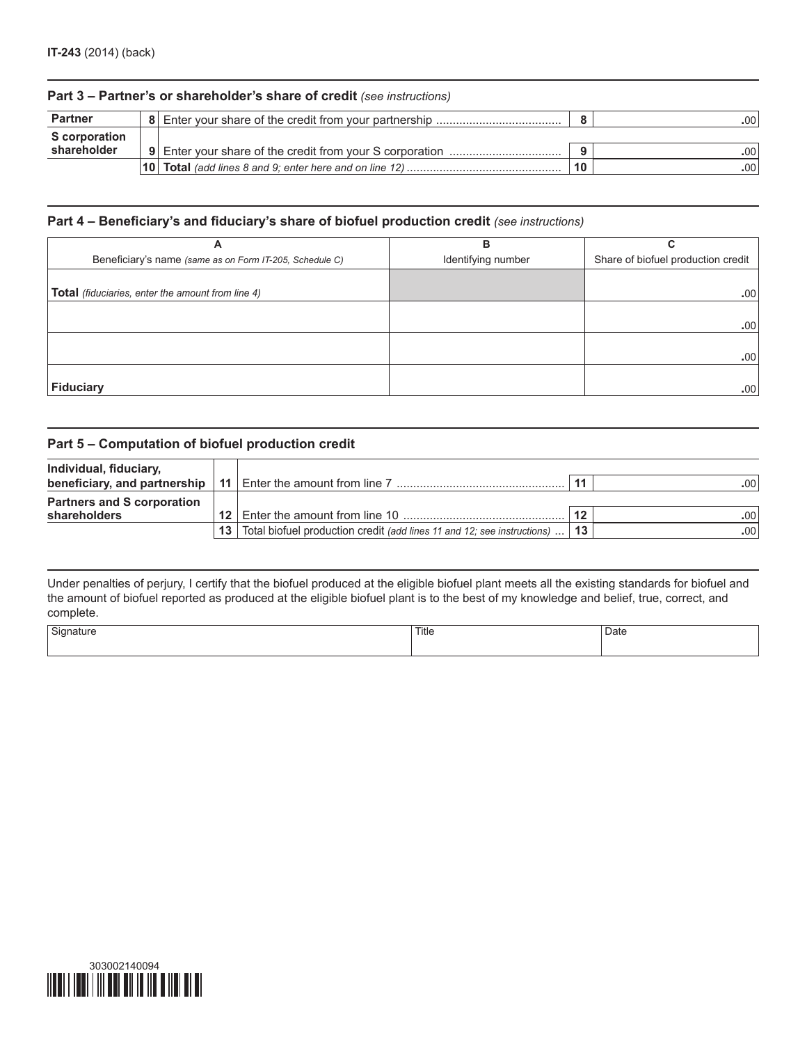IT-243 (2014) (back)

## Part 3 – Partner's or shareholder's share of credit *(see instructions)*

| | | | | |
|---|---|---|---|---|
| **Partner** | **8** | Enter your share of the credit from your partnership | **8** | .00 |
| **S corporation shareholder** | **9** | Enter your share of the credit from your S corporation | **9** | .00 |
| | **10** | **Total** *(add lines 8 and 9; enter here and on line 12)* | **10** | .00 |

## Part 4 – Beneficiary's and fiduciary's share of biofuel production credit *(see instructions)*

| A<br>Beneficiary's name *(same as on Form IT-205, Schedule C)* | B<br>Identifying number | C<br>Share of biofuel production credit |
|---|---|---|
| **Total** *(fiduciaries, enter the amount from line 4)* | | .00 |
| | | .00 |
| | | .00 |
| **Fiduciary** | | .00 |

## Part 5 – Computation of biofuel production credit

| | | | | |
|---|---|---|---|---|
| **Individual, fiduciary, beneficiary, and partnership** | **11** | Enter the amount from line 7 | **11** | .00 |
| **Partners and S corporation shareholders** | **12** | Enter the amount from line 10 | **12** | .00 |
| | **13** | Total biofuel production credit *(add lines 11 and 12; see instructions)* | **13** | .00 |

Under penalties of perjury, I certify that the biofuel produced at the eligible biofuel plant meets all the existing standards for biofuel and the amount of biofuel reported as produced at the eligible biofuel plant is to the best of my knowledge and belief, true, correct, and complete.

| Signature | Title | Date |
|---|---|---|
| | | |

303002140094